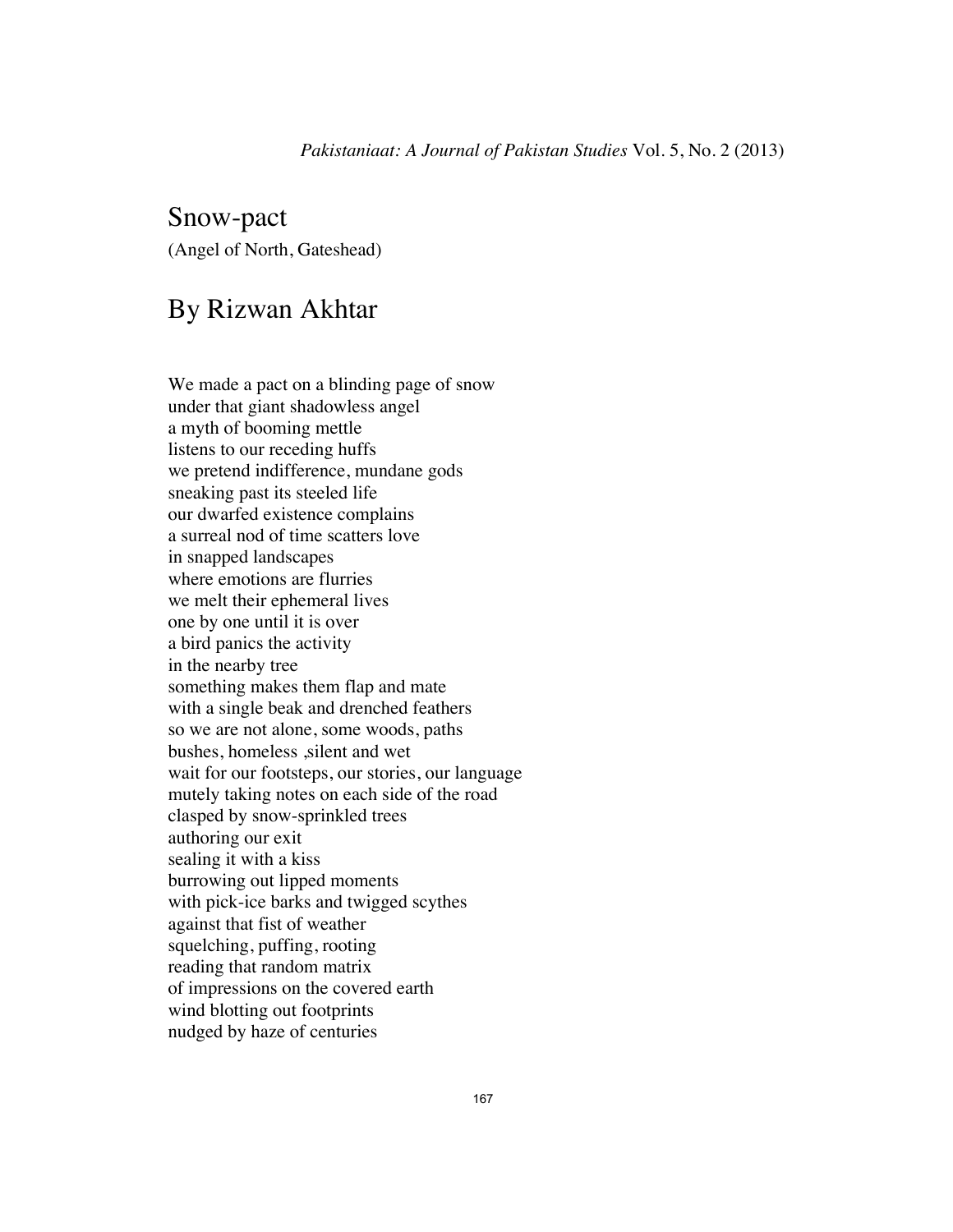# Snow-pact

(Angel of North, Gateshead)

## By Rizwan Akhtar

We made a pact on a blinding page of snow  
under that giant shadowless angel  
a myth of booming mettle  
listens to our receding huffs  
we pretend indifference, mundane gods  
sneaking past its steeled life  
our dwarfed existence complains  
a surreal nod of time scatters love  
in snapped landscapes  
where emotions are flurries  
we melt their ephemeral lives  
one by one until it is over  
a bird panics the activity  
in the nearby tree  
something makes them flap and mate  
with a single beak and drenched feathers  
so we are not alone, some woods, paths  
bushes, homeless ,silent and wet  
wait for our footsteps, our stories, our language  
mutely taking notes on each side of the road  
clasped by snow-sprinkled trees  
authoring our exit  
sealing it with a kiss  
burrowing out lipped moments  
with pick-ice barks and twigged scythes  
against that fist of weather  
squelching, puffing, rooting  
reading that random matrix  
of impressions on the covered earth  
wind blotting out footprints  
nudged by haze of centuries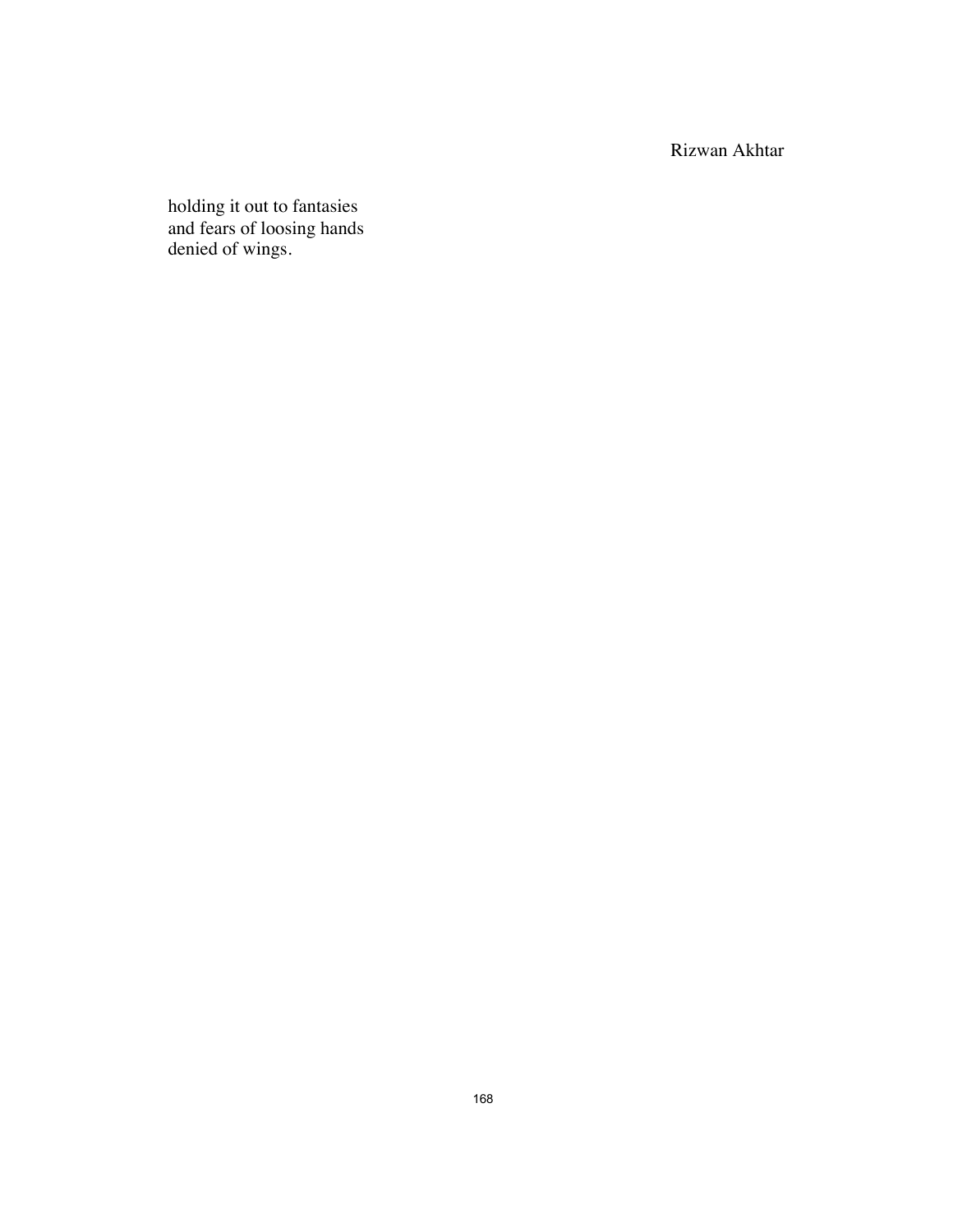holding it out to fantasies
and fears of loosing hands
denied of wings.